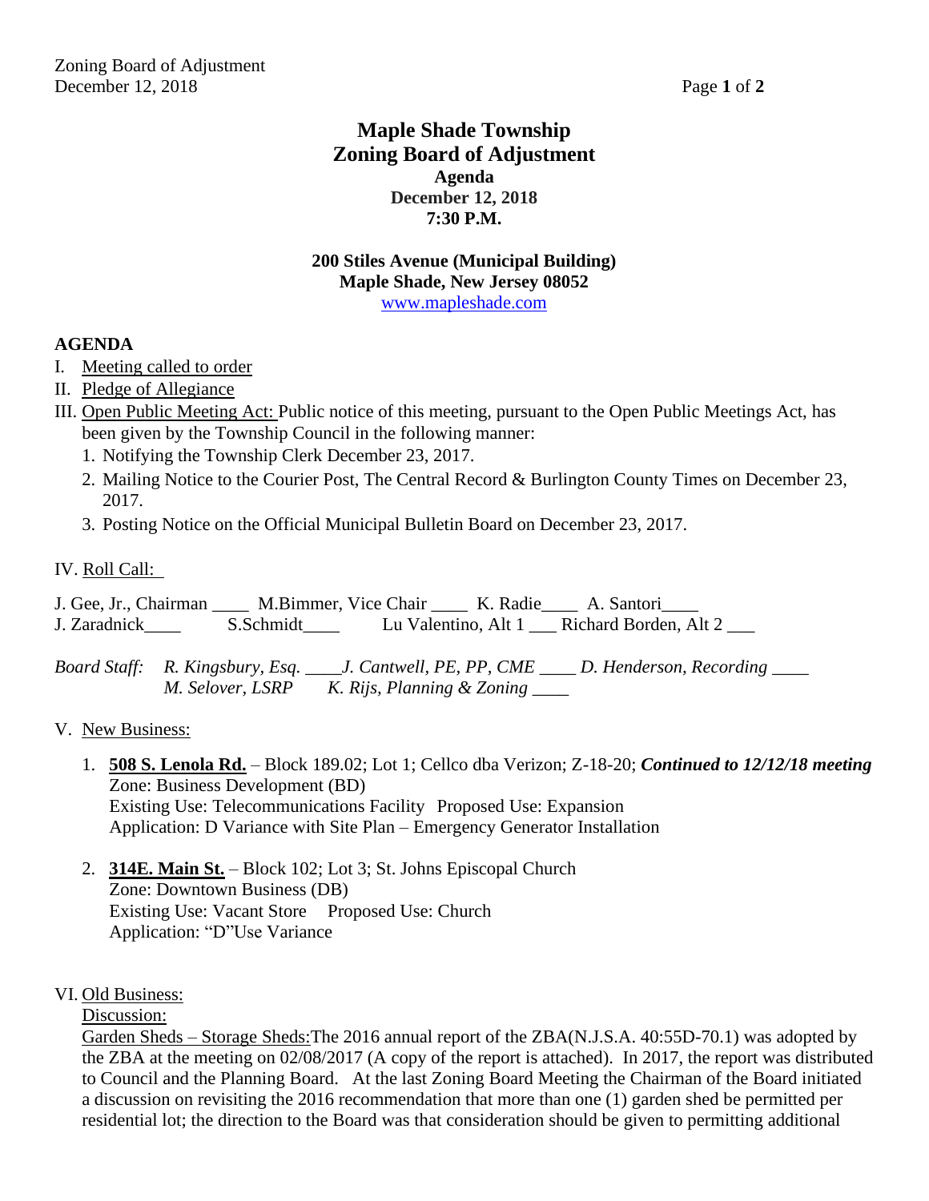# Maple Shade Township
# Zoning Board of Adjustment

**Agenda**
**December 12, 2018**
**7:30 P.M.**

**200 Stiles Avenue (Municipal Building)**
**Maple Shade, New Jersey 08052**
www.mapleshade.com

**AGENDA**

I. Meeting called to order

II. Pledge of Allegiance

III. Open Public Meeting Act: Public notice of this meeting, pursuant to the Open Public Meetings Act, has been given by the Township Council in the following manner:

1. Notifying the Township Clerk December 23, 2017.
2. Mailing Notice to the Courier Post, The Central Record & Burlington County Times on December 23, 2017.
3. Posting Notice on the Official Municipal Bulletin Board on December 23, 2017.

IV. Roll Call:

J. Gee, Jr., Chairman ____ M.Bimmer, Vice Chair ____ K. Radie____ A. Santori____
J. Zaradnick____ S.Schmidt____ Lu Valentino, Alt 1 ___ Richard Borden, Alt 2 ___

*Board Staff: R. Kingsbury, Esq. ____J. Cantwell, PE, PP, CME ____ D. Henderson, Recording ____*
*M. Selover, LSRP K. Rijs, Planning & Zoning ____*

V. New Business:

1. **508 S. Lenola Rd.** – Block 189.02; Lot 1; Cellco dba Verizon; Z-18-20; ***Continued to 12/12/18 meeting***
   Zone: Business Development (BD)
   Existing Use: Telecommunications Facility Proposed Use: Expansion
   Application: D Variance with Site Plan – Emergency Generator Installation

2. **314E. Main St.** – Block 102; Lot 3; St. Johns Episcopal Church
   Zone: Downtown Business (DB)
   Existing Use: Vacant Store Proposed Use: Church
   Application: "D"Use Variance

VI. Old Business:

Discussion:

Garden Sheds – Storage Sheds:The 2016 annual report of the ZBA(N.J.S.A. 40:55D-70.1) was adopted by the ZBA at the meeting on 02/08/2017 (A copy of the report is attached). In 2017, the report was distributed to Council and the Planning Board. At the last Zoning Board Meeting the Chairman of the Board initiated a discussion on revisiting the 2016 recommendation that more than one (1) garden shed be permitted per residential lot; the direction to the Board was that consideration should be given to permitting additional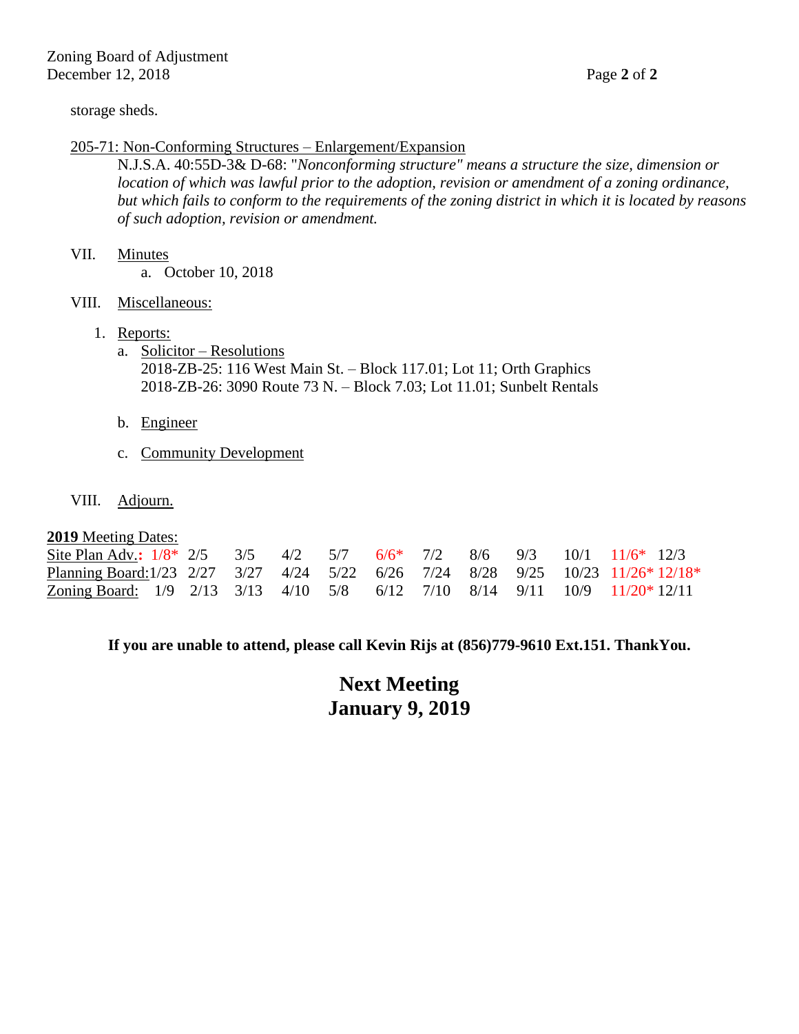storage sheds.

<u>205-71: Non-Conforming Structures – Enlargement/Expansion</u>

N.J.S.A. 40:55D-3& D-68: "*Nonconforming structure" means a structure the size, dimension or location of which was lawful prior to the adoption, revision or amendment of a zoning ordinance, but which fails to conform to the requirements of the zoning district in which it is located by reasons of such adoption, revision or amendment.*

VII. <u>Minutes</u>

a. October 10, 2018

VIII. <u>Miscellaneous:</u>

1. <u>Reports:</u>
   a. <u>Solicitor – Resolutions</u>
      2018-ZB-25: 116 West Main St. – Block 117.01; Lot 11; Orth Graphics
      2018-ZB-26: 3090 Route 73 N. – Block 7.03; Lot 11.01; Sunbelt Rentals

   b. <u>Engineer</u>

   c. <u>Community Development</u>

VIII. <u>Adjourn.</u>

**2019** Meeting Dates:

| | | | | | | | | | | | | |
|---|---|---|---|---|---|---|---|---|---|---|---|---|
| Site Plan Adv.: | 1/8* | 2/5 | 3/5 | 4/2 | 5/7 | 6/6* | 7/2 | 8/6 | 9/3 | 10/1 | 11/6* | 12/3 |
| Planning Board: | 1/23 | 2/27 | 3/27 | 4/24 | 5/22 | 6/26 | 7/24 | 8/28 | 9/25 | 10/23 | 11/26* | 12/18* |
| Zoning Board: | 1/9 | 2/13 | 3/13 | 4/10 | 5/8 | 6/12 | 7/10 | 8/14 | 9/11 | 10/9 | 11/20* | 12/11 |

**If you are unable to attend, please call Kevin Rijs at (856)779-9610 Ext.151. ThankYou.**

## Next Meeting
## January 9, 2019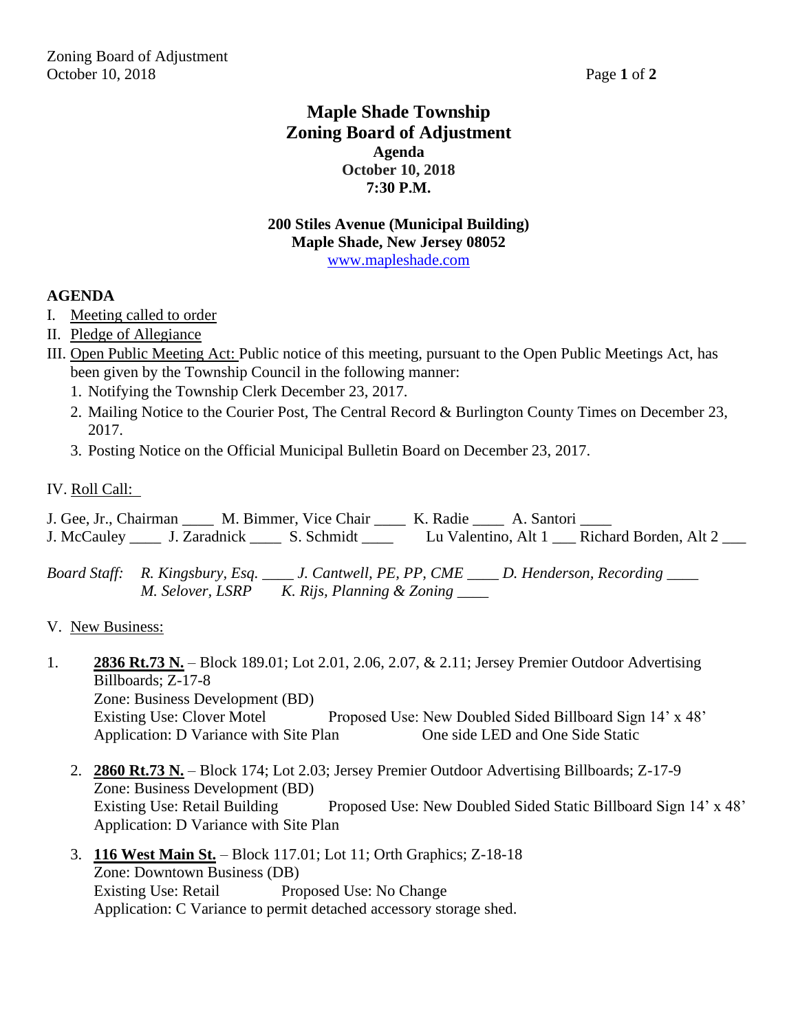# Maple Shade Township
# Zoning Board of Adjustment

**Agenda**
**October 10, 2018**
**7:30 P.M.**

**200 Stiles Avenue (Municipal Building)**
**Maple Shade, New Jersey 08052**
www.mapleshade.com

**AGENDA**

I. Meeting called to order

II. Pledge of Allegiance

III. Open Public Meeting Act: Public notice of this meeting, pursuant to the Open Public Meetings Act, has been given by the Township Council in the following manner:

1. Notifying the Township Clerk December 23, 2017.
2. Mailing Notice to the Courier Post, The Central Record & Burlington County Times on December 23, 2017.
3. Posting Notice on the Official Municipal Bulletin Board on December 23, 2017.

IV. Roll Call:

J. Gee, Jr., Chairman ____ M. Bimmer, Vice Chair ____ K. Radie ____ A. Santori ____
J. McCauley ____ J. Zaradnick ____ S. Schmidt ____ Lu Valentino, Alt 1 ___ Richard Borden, Alt 2 ___

*Board Staff: R. Kingsbury, Esq. ____ J. Cantwell, PE, PP, CME ____ D. Henderson, Recording ____*
*M. Selover, LSRP K. Rijs, Planning & Zoning ____*

V. New Business:

1. **2836 Rt.73 N.** – Block 189.01; Lot 2.01, 2.06, 2.07, & 2.11; Jersey Premier Outdoor Advertising Billboards; Z-17-8
   Zone: Business Development (BD)
   Existing Use: Clover Motel    Proposed Use: New Doubled Sided Billboard Sign 14' x 48' One side LED and One Side Static
   Application: D Variance with Site Plan

2. **2860 Rt.73 N.** – Block 174; Lot 2.03; Jersey Premier Outdoor Advertising Billboards; Z-17-9
   Zone: Business Development (BD)
   Existing Use: Retail Building    Proposed Use: New Doubled Sided Static Billboard Sign 14' x 48'
   Application: D Variance with Site Plan

3. **116 West Main St.** – Block 117.01; Lot 11; Orth Graphics; Z-18-18
   Zone: Downtown Business (DB)
   Existing Use: Retail    Proposed Use: No Change
   Application: C Variance to permit detached accessory storage shed.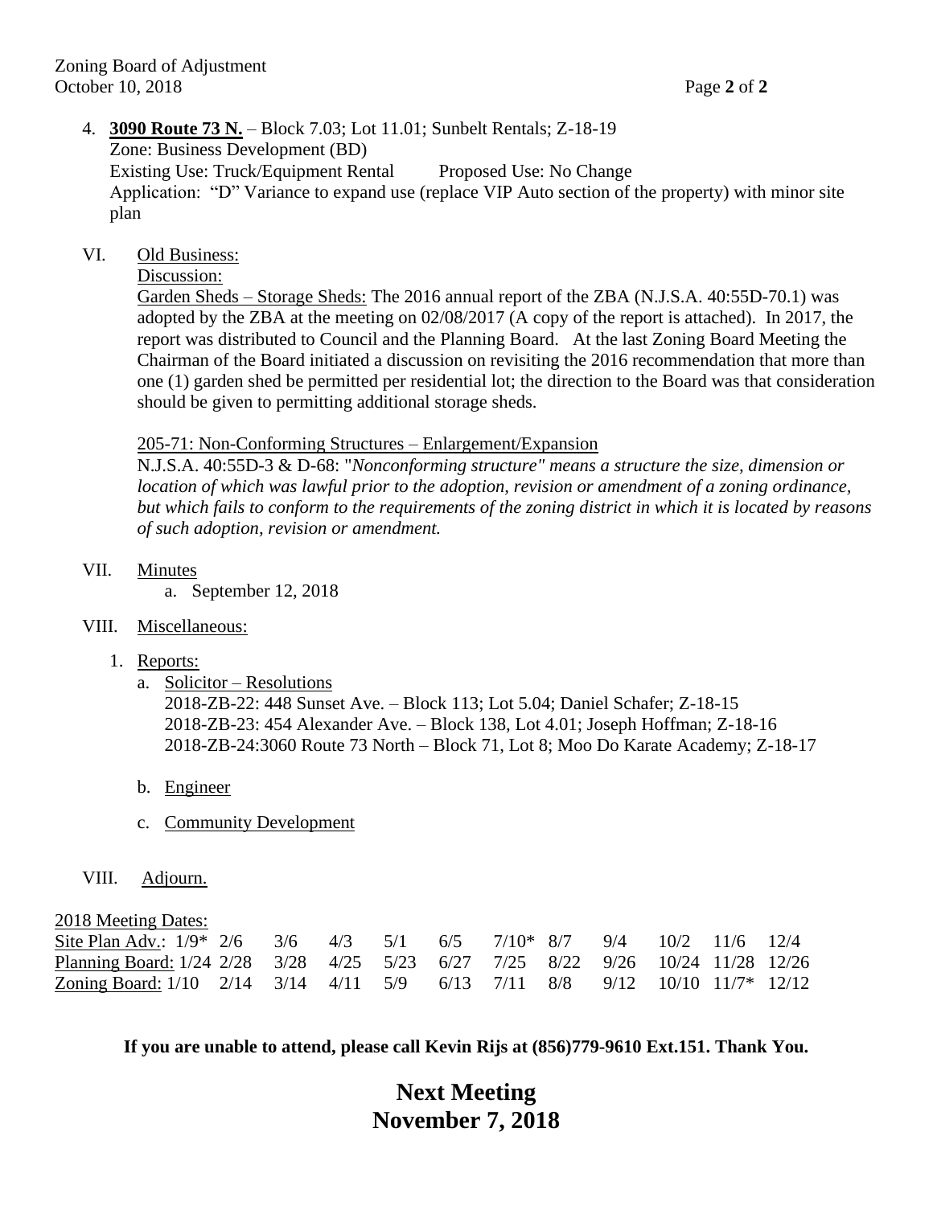4. **3090 Route 73 N.** – Block 7.03; Lot 11.01; Sunbelt Rentals; Z-18-19
   Zone: Business Development (BD)
   Existing Use: Truck/Equipment Rental    Proposed Use: No Change
   Application: "D" Variance to expand use (replace VIP Auto section of the property) with minor site plan

VI. Old Business:

Discussion:

Garden Sheds – Storage Sheds: The 2016 annual report of the ZBA (N.J.S.A. 40:55D-70.1) was adopted by the ZBA at the meeting on 02/08/2017 (A copy of the report is attached). In 2017, the report was distributed to Council and the Planning Board. At the last Zoning Board Meeting the Chairman of the Board initiated a discussion on revisiting the 2016 recommendation that more than one (1) garden shed be permitted per residential lot; the direction to the Board was that consideration should be given to permitting additional storage sheds.

205-71: Non-Conforming Structures – Enlargement/Expansion

N.J.S.A. 40:55D-3 & D-68: "*Nonconforming structure" means a structure the size, dimension or location of which was lawful prior to the adoption, revision or amendment of a zoning ordinance, but which fails to conform to the requirements of the zoning district in which it is located by reasons of such adoption, revision or amendment.*

VII. Minutes

   a. September 12, 2018

VIII. Miscellaneous:

1. Reports:
   a. Solicitor – Resolutions
      2018-ZB-22: 448 Sunset Ave. – Block 113; Lot 5.04; Daniel Schafer; Z-18-15
      2018-ZB-23: 454 Alexander Ave. – Block 138, Lot 4.01; Joseph Hoffman; Z-18-16
      2018-ZB-24:3060 Route 73 North – Block 71, Lot 8; Moo Do Karate Academy; Z-18-17
   b. Engineer
   c. Community Development

VIII. Adjourn.

2018 Meeting Dates:

| | | | | | | | | | | | | |
|---|---|---|---|---|---|---|---|---|---|---|---|---|
| Site Plan Adv.: | 1/9* | 2/6 | 3/6 | 4/3 | 5/1 | 6/5 | 7/10* | 8/7 | 9/4 | 10/2 | 11/6 | 12/4 |
| Planning Board: | 1/24 | 2/28 | 3/28 | 4/25 | 5/23 | 6/27 | 7/25 | 8/22 | 9/26 | 10/24 | 11/28 | 12/26 |
| Zoning Board: | 1/10 | 2/14 | 3/14 | 4/11 | 5/9 | 6/13 | 7/11 | 8/8 | 9/12 | 10/10 | 11/7* | 12/12 |

**If you are unable to attend, please call Kevin Rijs at (856)779-9610 Ext.151. Thank You.**

**Next Meeting**
**November 7, 2018**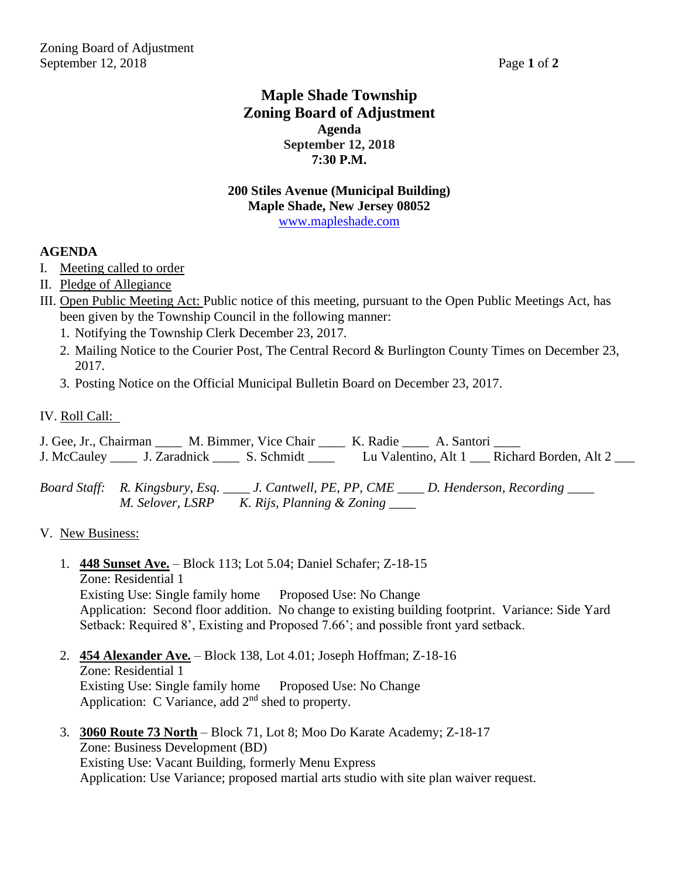# Maple Shade Township
# Zoning Board of Adjustment
### Agenda
### September 12, 2018
### 7:30 P.M.

**200 Stiles Avenue (Municipal Building)**
**Maple Shade, New Jersey 08052**
www.mapleshade.com

**AGENDA**

I. Meeting called to order
II. Pledge of Allegiance
III. Open Public Meeting Act: Public notice of this meeting, pursuant to the Open Public Meetings Act, has been given by the Township Council in the following manner:
   1. Notifying the Township Clerk December 23, 2017.
   2. Mailing Notice to the Courier Post, The Central Record & Burlington County Times on December 23, 2017.
   3. Posting Notice on the Official Municipal Bulletin Board on December 23, 2017.

IV. Roll Call:

J. Gee, Jr., Chairman ____ M. Bimmer, Vice Chair ____ K. Radie ____ A. Santori ____
J. McCauley ____ J. Zaradnick ____ S. Schmidt ____ Lu Valentino, Alt 1 ___ Richard Borden, Alt 2 ___

*Board Staff: R. Kingsbury, Esq. ____ J. Cantwell, PE, PP, CME ____ D. Henderson, Recording ____*
*M. Selover, LSRP K. Rijs, Planning & Zoning ____*

V. New Business:

1. **448 Sunset Ave.** – Block 113; Lot 5.04; Daniel Schafer; Z-18-15
   Zone: Residential 1
   Existing Use: Single family home Proposed Use: No Change
   Application: Second floor addition. No change to existing building footprint. Variance: Side Yard Setback: Required 8', Existing and Proposed 7.66'; and possible front yard setback.

2. **454 Alexander Ave.** – Block 138, Lot 4.01; Joseph Hoffman; Z-18-16
   Zone: Residential 1
   Existing Use: Single family home Proposed Use: No Change
   Application: C Variance, add 2nd shed to property.

3. **3060 Route 73 North** – Block 71, Lot 8; Moo Do Karate Academy; Z-18-17
   Zone: Business Development (BD)
   Existing Use: Vacant Building, formerly Menu Express
   Application: Use Variance; proposed martial arts studio with site plan waiver request.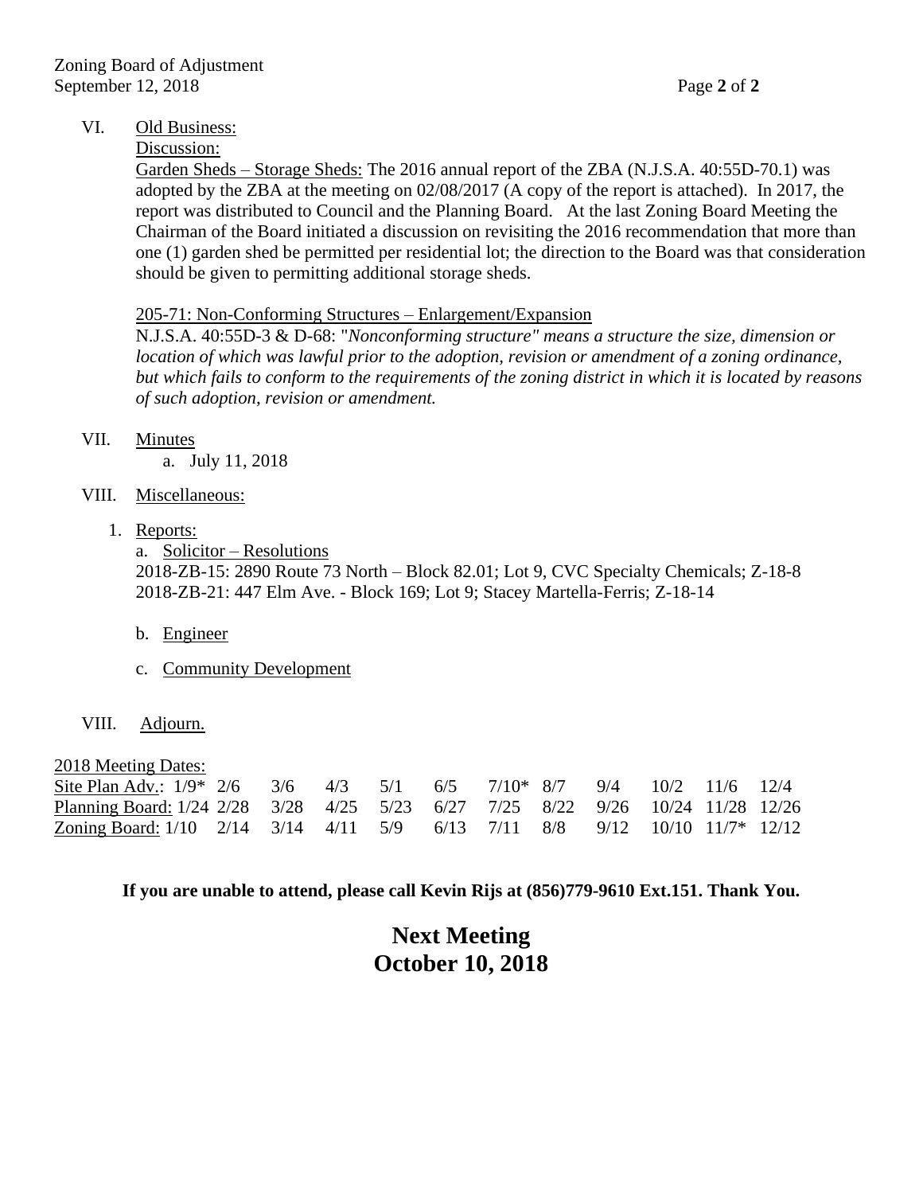VI. Old Business:

Discussion:

Garden Sheds – Storage Sheds: The 2016 annual report of the ZBA (N.J.S.A. 40:55D-70.1) was adopted by the ZBA at the meeting on 02/08/2017 (A copy of the report is attached). In 2017, the report was distributed to Council and the Planning Board. At the last Zoning Board Meeting the Chairman of the Board initiated a discussion on revisiting the 2016 recommendation that more than one (1) garden shed be permitted per residential lot; the direction to the Board was that consideration should be given to permitting additional storage sheds.

205-71: Non-Conforming Structures – Enlargement/Expansion

N.J.S.A. 40:55D-3 & D-68: "*Nonconforming structure" means a structure the size, dimension or location of which was lawful prior to the adoption, revision or amendment of a zoning ordinance, but which fails to conform to the requirements of the zoning district in which it is located by reasons of such adoption, revision or amendment.*

VII. Minutes

a. July 11, 2018

VIII. Miscellaneous:

1. Reports:

a. Solicitor – Resolutions

2018-ZB-15: 2890 Route 73 North – Block 82.01; Lot 9, CVC Specialty Chemicals; Z-18-8
2018-ZB-21: 447 Elm Ave. - Block 169; Lot 9; Stacey Martella-Ferris; Z-18-14

b. Engineer

c. Community Development

VIII. Adjourn.

2018 Meeting Dates:

| | | | | | | | | | | | | |
|---|---|---|---|---|---|---|---|---|---|---|---|---|
| Site Plan Adv.: | 1/9* | 2/6 | 3/6 | 4/3 | 5/1 | 6/5 | 7/10* | 8/7 | 9/4 | 10/2 | 11/6 | 12/4 |
| Planning Board: | 1/24 | 2/28 | 3/28 | 4/25 | 5/23 | 6/27 | 7/25 | 8/22 | 9/26 | 10/24 | 11/28 | 12/26 |
| Zoning Board: | 1/10 | 2/14 | 3/14 | 4/11 | 5/9 | 6/13 | 7/11 | 8/8 | 9/12 | 10/10 | 11/7* | 12/12 |

**If you are unable to attend, please call Kevin Rijs at (856)779-9610 Ext.151. Thank You.**

## Next Meeting
## October 10, 2018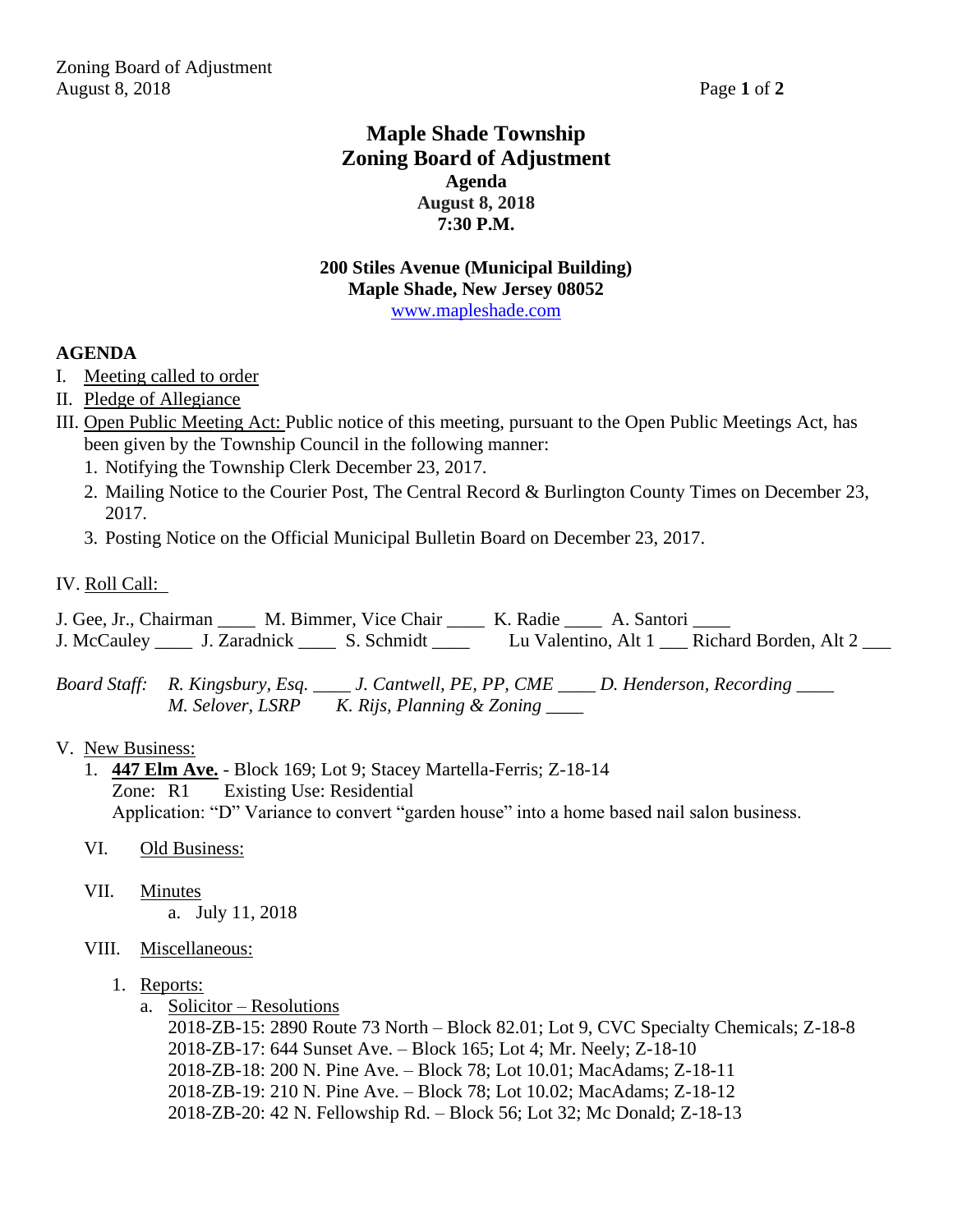# Maple Shade Township
## Zoning Board of Adjustment
### Agenda
**August 8, 2018**
**7:30 P.M.**

**200 Stiles Avenue (Municipal Building)**
**Maple Shade, New Jersey 08052**
www.mapleshade.com

**AGENDA**

I. Meeting called to order

II. Pledge of Allegiance

III. Open Public Meeting Act: Public notice of this meeting, pursuant to the Open Public Meetings Act, has been given by the Township Council in the following manner:
   1. Notifying the Township Clerk December 23, 2017.
   2. Mailing Notice to the Courier Post, The Central Record & Burlington County Times on December 23, 2017.
   3. Posting Notice on the Official Municipal Bulletin Board on December 23, 2017.

IV. Roll Call:

J. Gee, Jr., Chairman ____ M. Bimmer, Vice Chair ____ K. Radie ____ A. Santori ____
J. McCauley ____ J. Zaradnick ____ S. Schmidt ____ Lu Valentino, Alt 1 ___ Richard Borden, Alt 2 ___

*Board Staff: R. Kingsbury, Esq. ____ J. Cantwell, PE, PP, CME ____ D. Henderson, Recording ____*
*M. Selover, LSRP K. Rijs, Planning & Zoning ____*

V. New Business:
   1. **447 Elm Ave.** - Block 169; Lot 9; Stacey Martella-Ferris; Z-18-14
      Zone: R1 Existing Use: Residential
      Application: "D" Variance to convert "garden house" into a home based nail salon business.

VI. Old Business:

VII. Minutes
   a. July 11, 2018

VIII. Miscellaneous:
   1. Reports:
      a. Solicitor – Resolutions
         2018-ZB-15: 2890 Route 73 North – Block 82.01; Lot 9, CVC Specialty Chemicals; Z-18-8
         2018-ZB-17: 644 Sunset Ave. – Block 165; Lot 4; Mr. Neely; Z-18-10
         2018-ZB-18: 200 N. Pine Ave. – Block 78; Lot 10.01; MacAdams; Z-18-11
         2018-ZB-19: 210 N. Pine Ave. – Block 78; Lot 10.02; MacAdams; Z-18-12
         2018-ZB-20: 42 N. Fellowship Rd. – Block 56; Lot 32; Mc Donald; Z-18-13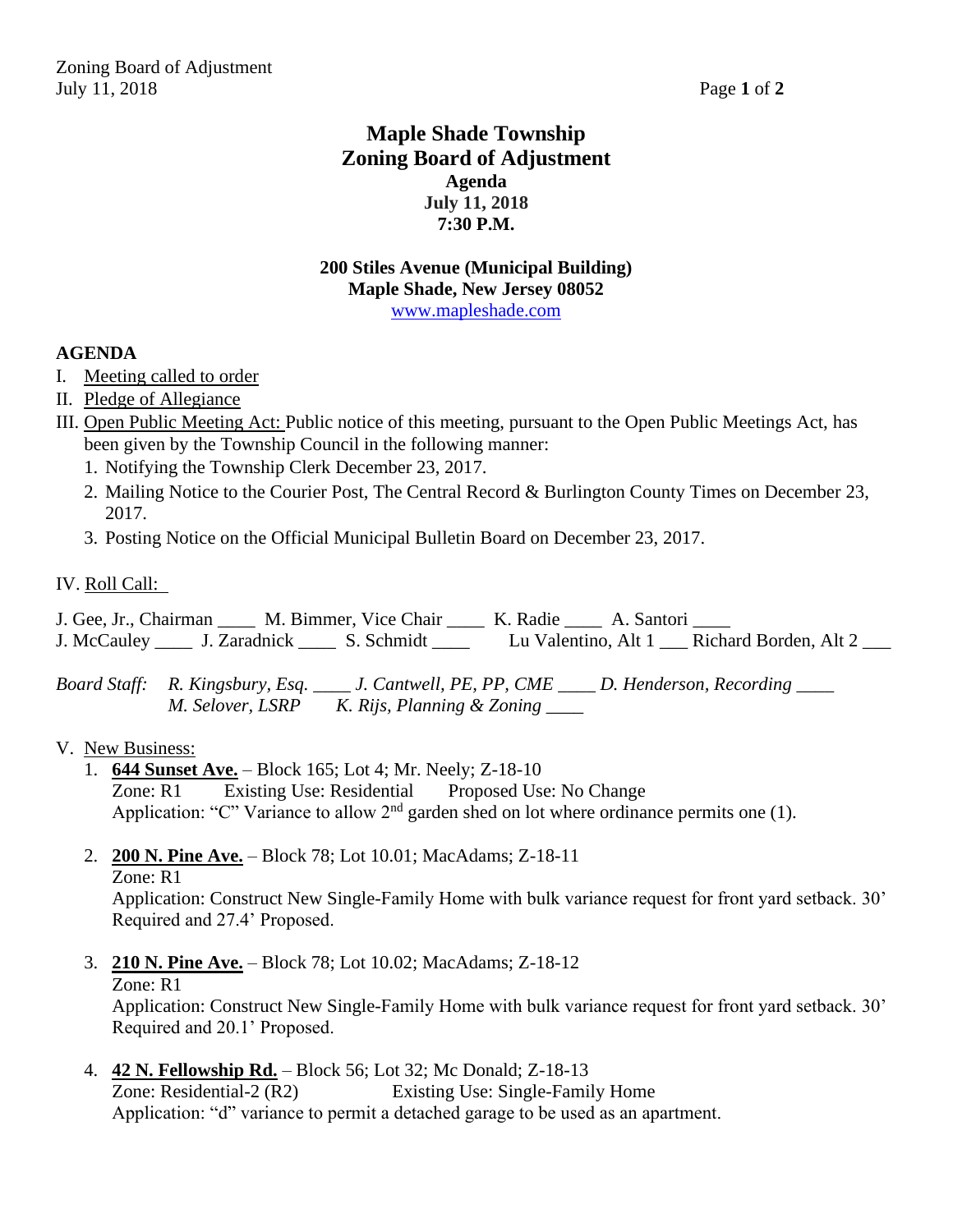# Maple Shade Township
# Zoning Board of Adjustment

**Agenda**
**July 11, 2018**
**7:30 P.M.**

**200 Stiles Avenue (Municipal Building)**
**Maple Shade, New Jersey 08052**
www.mapleshade.com

**AGENDA**

I. Meeting called to order

II. Pledge of Allegiance

III. Open Public Meeting Act: Public notice of this meeting, pursuant to the Open Public Meetings Act, has been given by the Township Council in the following manner:

1. Notifying the Township Clerk December 23, 2017.
2. Mailing Notice to the Courier Post, The Central Record & Burlington County Times on December 23, 2017.
3. Posting Notice on the Official Municipal Bulletin Board on December 23, 2017.

IV. Roll Call:

J. Gee, Jr., Chairman ____ M. Bimmer, Vice Chair ____ K. Radie ____ A. Santori ____
J. McCauley ____ J. Zaradnick ____ S. Schmidt ____ Lu Valentino, Alt 1 ___ Richard Borden, Alt 2 ___

*Board Staff: R. Kingsbury, Esq. ____ J. Cantwell, PE, PP, CME ____ D. Henderson, Recording ____*
*M. Selover, LSRP K. Rijs, Planning & Zoning ____*

V. New Business:

1. **644 Sunset Ave.** – Block 165; Lot 4; Mr. Neely; Z-18-10
   Zone: R1 Existing Use: Residential Proposed Use: No Change
   Application: "C" Variance to allow 2nd garden shed on lot where ordinance permits one (1).

2. **200 N. Pine Ave.** – Block 78; Lot 10.01; MacAdams; Z-18-11
   Zone: R1
   Application: Construct New Single-Family Home with bulk variance request for front yard setback. 30' Required and 27.4' Proposed.

3. **210 N. Pine Ave.** – Block 78; Lot 10.02; MacAdams; Z-18-12
   Zone: R1
   Application: Construct New Single-Family Home with bulk variance request for front yard setback. 30' Required and 20.1' Proposed.

4. **42 N. Fellowship Rd.** – Block 56; Lot 32; Mc Donald; Z-18-13
   Zone: Residential-2 (R2) Existing Use: Single-Family Home
   Application: "d" variance to permit a detached garage to be used as an apartment.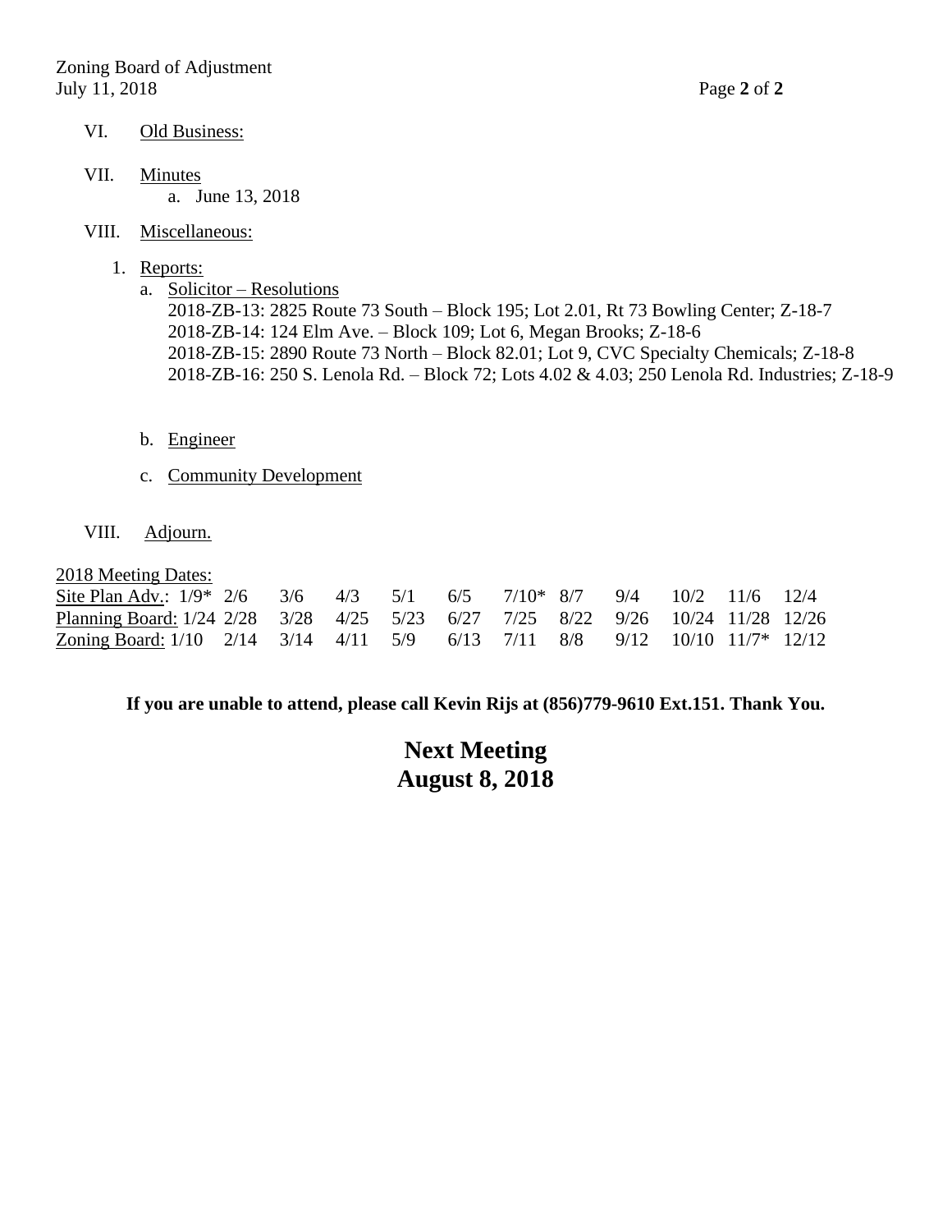VI. Old Business:

VII. Minutes

   a. June 13, 2018

VIII. Miscellaneous:

1. Reports:
   a. Solicitor – Resolutions
      2018-ZB-13: 2825 Route 73 South – Block 195; Lot 2.01, Rt 73 Bowling Center; Z-18-7
      2018-ZB-14: 124 Elm Ave. – Block 109; Lot 6, Megan Brooks; Z-18-6
      2018-ZB-15: 2890 Route 73 North – Block 82.01; Lot 9, CVC Specialty Chemicals; Z-18-8
      2018-ZB-16: 250 S. Lenola Rd. – Block 72; Lots 4.02 & 4.03; 250 Lenola Rd. Industries; Z-18-9

   b. Engineer

   c. Community Development

VIII. Adjourn.

2018 Meeting Dates:

| | | | | | | | | | | | | |
|---|---|---|---|---|---|---|---|---|---|---|---|---|
| Site Plan Adv.: | 1/9* | 2/6 | 3/6 | 4/3 | 5/1 | 6/5 | 7/10* | 8/7 | 9/4 | 10/2 | 11/6 | 12/4 |
| Planning Board: | 1/24 | 2/28 | 3/28 | 4/25 | 5/23 | 6/27 | 7/25 | 8/22 | 9/26 | 10/24 | 11/28 | 12/26 |
| Zoning Board: | 1/10 | 2/14 | 3/14 | 4/11 | 5/9 | 6/13 | 7/11 | 8/8 | 9/12 | 10/10 | 11/7* | 12/12 |

**If you are unable to attend, please call Kevin Rijs at (856)779-9610 Ext.151. Thank You.**

## Next Meeting
## August 8, 2018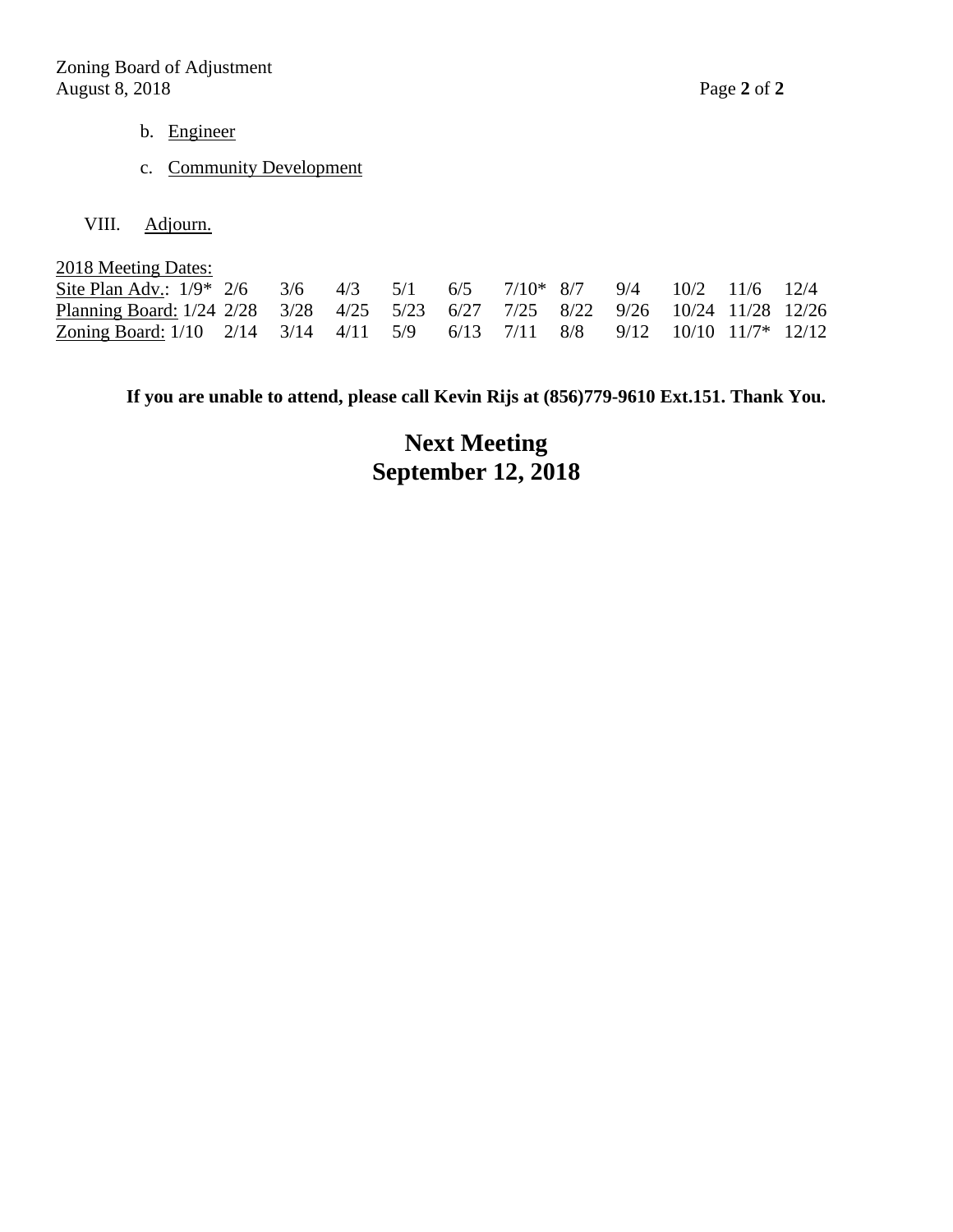b. Engineer

c. Community Development

VIII. Adjourn.

2018 Meeting Dates:

| | | | | | | | | | | | | |
|---|---|---|---|---|---|---|---|---|---|---|---|---|
| Site Plan Adv.: | 1/9* | 2/6 | 3/6 | 4/3 | 5/1 | 6/5 | 7/10* | 8/7 | 9/4 | 10/2 | 11/6 | 12/4 |
| Planning Board: | 1/24 | 2/28 | 3/28 | 4/25 | 5/23 | 6/27 | 7/25 | 8/22 | 9/26 | 10/24 | 11/28 | 12/26 |
| Zoning Board: | 1/10 | 2/14 | 3/14 | 4/11 | 5/9 | 6/13 | 7/11 | 8/8 | 9/12 | 10/10 | 11/7* | 12/12 |

**If you are unable to attend, please call Kevin Rijs at (856)779-9610 Ext.151. Thank You.**

## Next Meeting
## September 12, 2018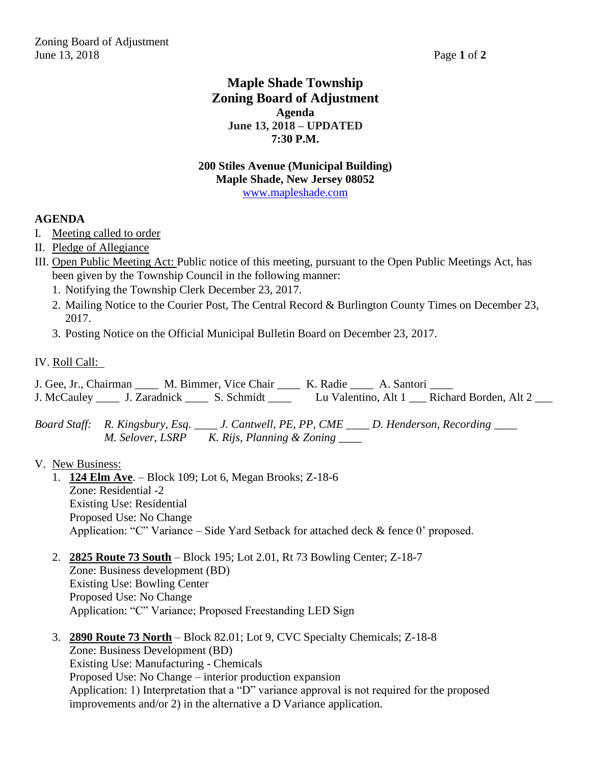# Maple Shade Township
# Zoning Board of Adjustment
**Agenda**
**June 13, 2018 – UPDATED**
**7:30 P.M.**

**200 Stiles Avenue (Municipal Building)**
**Maple Shade, New Jersey 08052**
www.mapleshade.com

**AGENDA**

I. Meeting called to order
II. Pledge of Allegiance
III. Open Public Meeting Act: Public notice of this meeting, pursuant to the Open Public Meetings Act, has been given by the Township Council in the following manner:
   1. Notifying the Township Clerk December 23, 2017.
   2. Mailing Notice to the Courier Post, The Central Record & Burlington County Times on December 23, 2017.
   3. Posting Notice on the Official Municipal Bulletin Board on December 23, 2017.

IV. Roll Call:

J. Gee, Jr., Chairman ____ M. Bimmer, Vice Chair ____ K. Radie ____ A. Santori ____
J. McCauley ____ J. Zaradnick ____ S. Schmidt ____ Lu Valentino, Alt 1 ___ Richard Borden, Alt 2 ___

*Board Staff: R. Kingsbury, Esq. ____ J. Cantwell, PE, PP, CME ____ D. Henderson, Recording ____*
*M. Selover, LSRP K. Rijs, Planning & Zoning ____*

V. New Business:
   1. **124 Elm Ave**. – Block 109; Lot 6, Megan Brooks; Z-18-6
      Zone: Residential -2
      Existing Use: Residential
      Proposed Use: No Change
      Application: "C" Variance – Side Yard Setback for attached deck & fence 0' proposed.

   2. **2825 Route 73 South** – Block 195; Lot 2.01, Rt 73 Bowling Center; Z-18-7
      Zone: Business development (BD)
      Existing Use: Bowling Center
      Proposed Use: No Change
      Application: "C" Variance; Proposed Freestanding LED Sign

   3. **2890 Route 73 North** – Block 82.01; Lot 9, CVC Specialty Chemicals; Z-18-8
      Zone: Business Development (BD)
      Existing Use: Manufacturing - Chemicals
      Proposed Use: No Change – interior production expansion
      Application: 1) Interpretation that a "D" variance approval is not required for the proposed improvements and/or 2) in the alternative a D Variance application.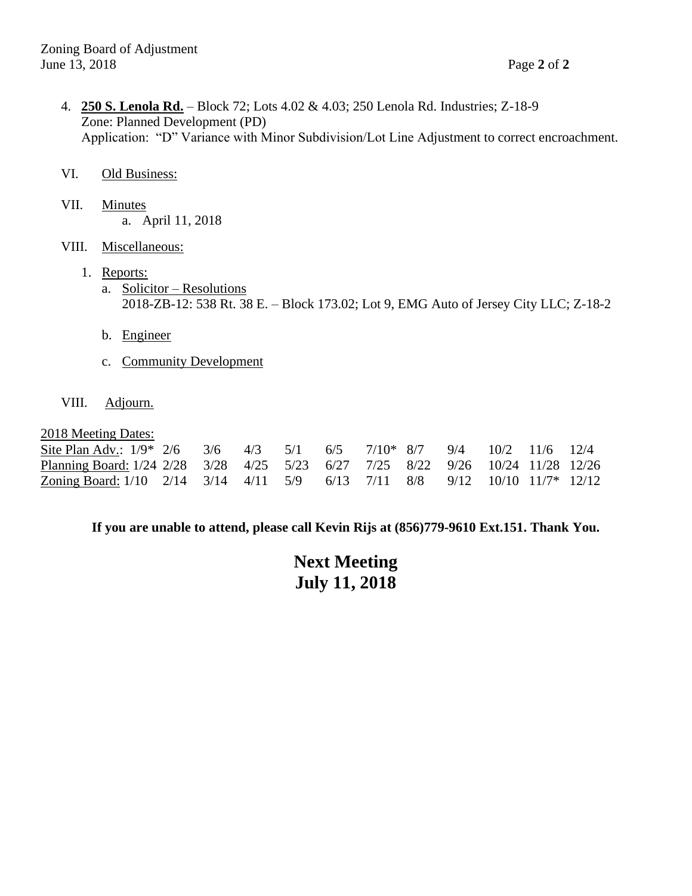4. **250 S. Lenola Rd.** – Block 72; Lots 4.02 & 4.03; 250 Lenola Rd. Industries; Z-18-9
   Zone: Planned Development (PD)
   Application: "D" Variance with Minor Subdivision/Lot Line Adjustment to correct encroachment.

VI. Old Business:

VII. Minutes
   a. April 11, 2018

VIII. Miscellaneous:

1. Reports:
   a. Solicitor – Resolutions
      2018-ZB-12: 538 Rt. 38 E. – Block 173.02; Lot 9, EMG Auto of Jersey City LLC; Z-18-2

   b. Engineer

   c. Community Development

VIII. Adjourn.

2018 Meeting Dates:

| | | | | | | | | | | | | |
|---|---|---|---|---|---|---|---|---|---|---|---|---|
| Site Plan Adv.: | 1/9* | 2/6 | 3/6 | 4/3 | 5/1 | 6/5 | 7/10* | 8/7 | 9/4 | 10/2 | 11/6 | 12/4 |
| Planning Board: | 1/24 | 2/28 | 3/28 | 4/25 | 5/23 | 6/27 | 7/25 | 8/22 | 9/26 | 10/24 | 11/28 | 12/26 |
| Zoning Board: | 1/10 | 2/14 | 3/14 | 4/11 | 5/9 | 6/13 | 7/11 | 8/8 | 9/12 | 10/10 | 11/7* | 12/12 |

**If you are unable to attend, please call Kevin Rijs at (856)779-9610 Ext.151. Thank You.**

**Next Meeting**
**July 11, 2018**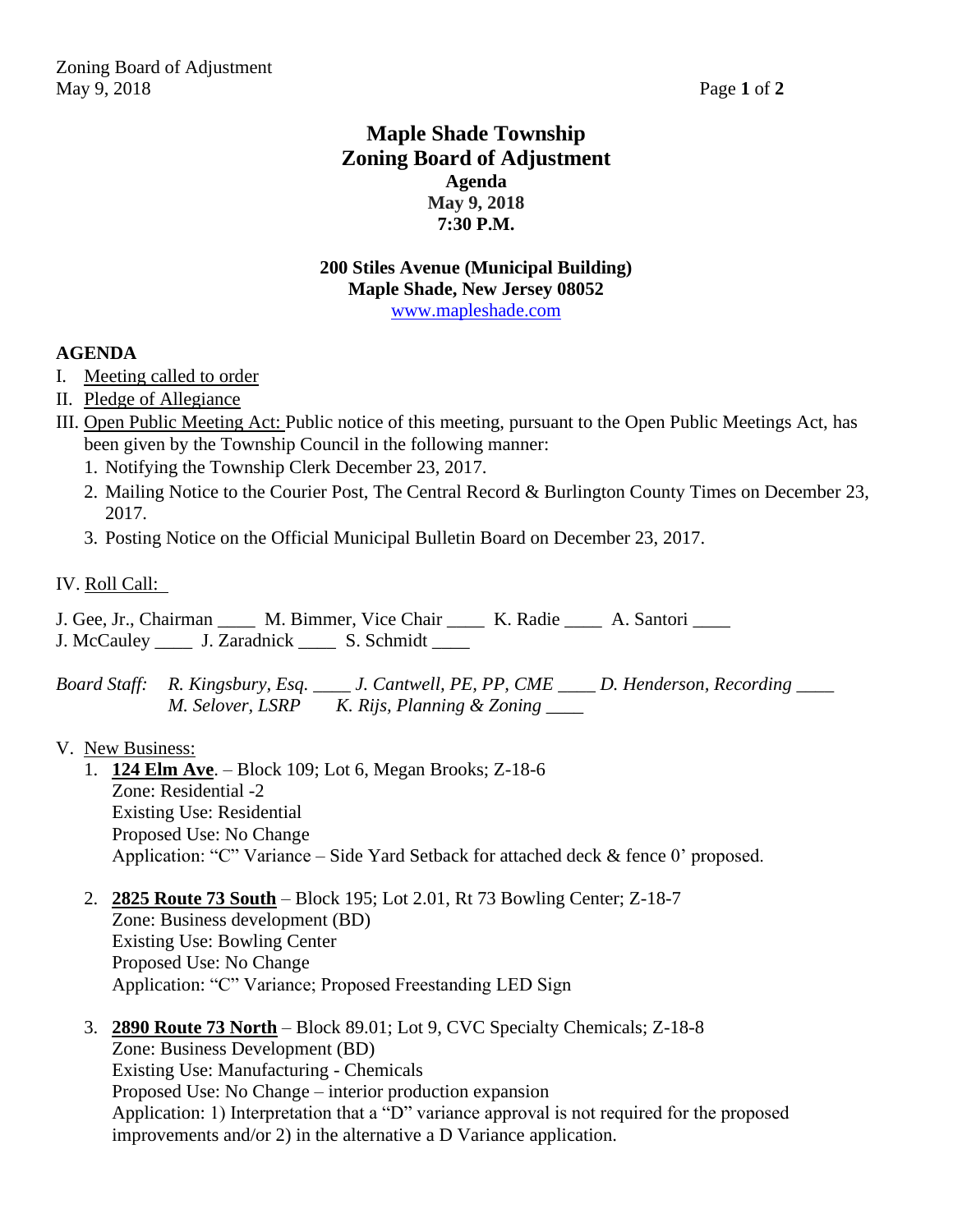# Maple Shade Township
## Zoning Board of Adjustment
### Agenda
### May 9, 2018
### 7:30 P.M.

**200 Stiles Avenue (Municipal Building)**
**Maple Shade, New Jersey 08052**
www.mapleshade.com

**AGENDA**

I. Meeting called to order

II. Pledge of Allegiance

III. Open Public Meeting Act: Public notice of this meeting, pursuant to the Open Public Meetings Act, has been given by the Township Council in the following manner:

1. Notifying the Township Clerk December 23, 2017.
2. Mailing Notice to the Courier Post, The Central Record & Burlington County Times on December 23, 2017.
3. Posting Notice on the Official Municipal Bulletin Board on December 23, 2017.

IV. Roll Call:

J. Gee, Jr., Chairman ____ M. Bimmer, Vice Chair ____ K. Radie ____ A. Santori ____
J. McCauley ____ J. Zaradnick ____ S. Schmidt ____

*Board Staff: R. Kingsbury, Esq. ____ J. Cantwell, PE, PP, CME ____ D. Henderson, Recording ____*
*M. Selover, LSRP K. Rijs, Planning & Zoning ____*

V. New Business:

1. **124 Elm Ave**. – Block 109; Lot 6, Megan Brooks; Z-18-6
   Zone: Residential -2
   Existing Use: Residential
   Proposed Use: No Change
   Application: "C" Variance – Side Yard Setback for attached deck & fence 0' proposed.

2. **2825 Route 73 South** – Block 195; Lot 2.01, Rt 73 Bowling Center; Z-18-7
   Zone: Business development (BD)
   Existing Use: Bowling Center
   Proposed Use: No Change
   Application: "C" Variance; Proposed Freestanding LED Sign

3. **2890 Route 73 North** – Block 89.01; Lot 9, CVC Specialty Chemicals; Z-18-8
   Zone: Business Development (BD)
   Existing Use: Manufacturing - Chemicals
   Proposed Use: No Change – interior production expansion
   Application: 1) Interpretation that a "D" variance approval is not required for the proposed improvements and/or 2) in the alternative a D Variance application.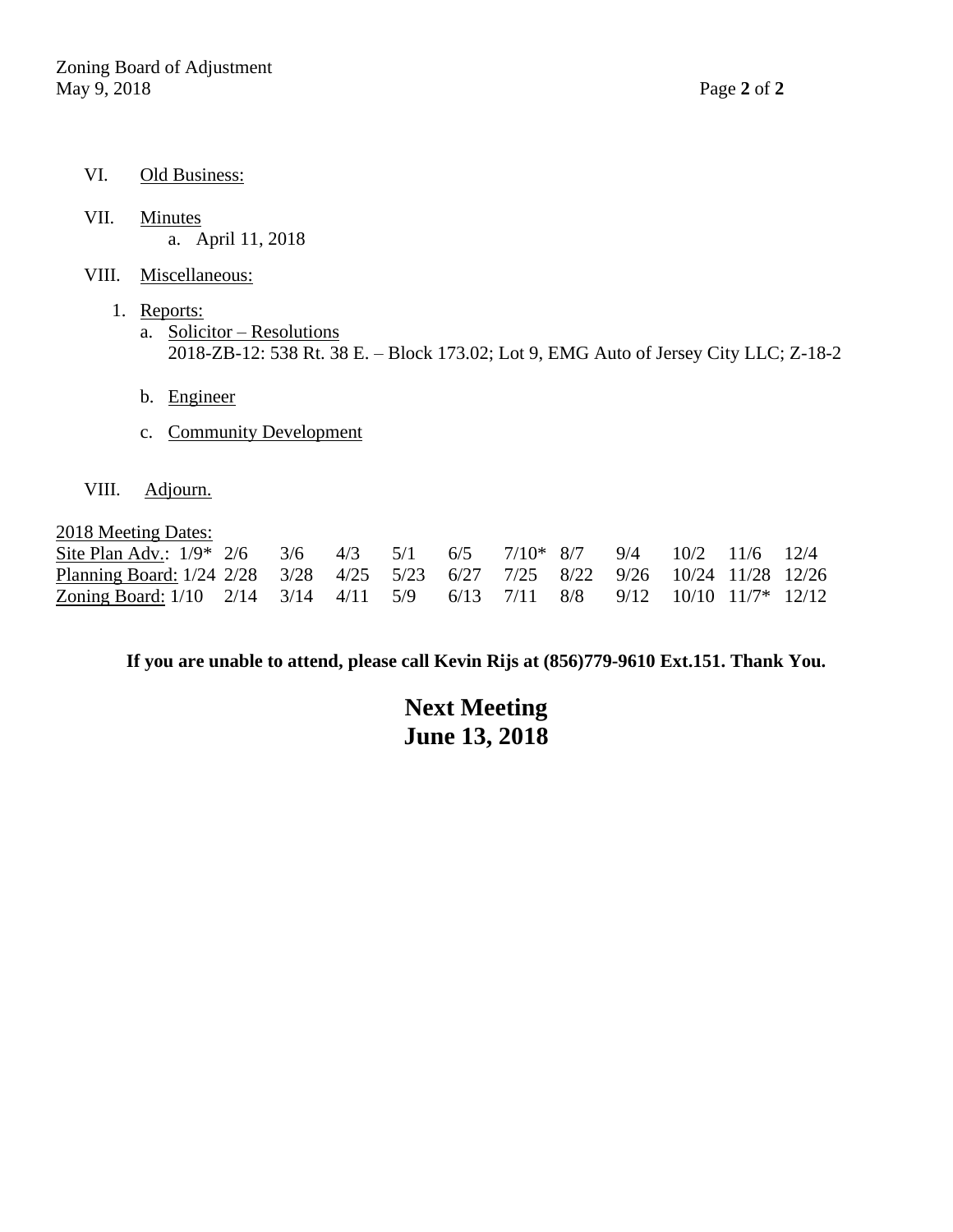VI. Old Business:

VII. Minutes
   a. April 11, 2018

VIII. Miscellaneous:

1. Reports:
   a. Solicitor – Resolutions
      2018-ZB-12: 538 Rt. 38 E. – Block 173.02; Lot 9, EMG Auto of Jersey City LLC; Z-18-2

   b. Engineer

   c. Community Development

VIII. Adjourn.

2018 Meeting Dates:

| | | | | | | | | | | | | |
|---|---|---|---|---|---|---|---|---|---|---|---|---|
| Site Plan Adv.: | 1/9* | 2/6 | 3/6 | 4/3 | 5/1 | 6/5 | 7/10* | 8/7 | 9/4 | 10/2 | 11/6 | 12/4 |
| Planning Board: | 1/24 | 2/28 | 3/28 | 4/25 | 5/23 | 6/27 | 7/25 | 8/22 | 9/26 | 10/24 | 11/28 | 12/26 |
| Zoning Board: | 1/10 | 2/14 | 3/14 | 4/11 | 5/9 | 6/13 | 7/11 | 8/8 | 9/12 | 10/10 | 11/7* | 12/12 |

**If you are unable to attend, please call Kevin Rijs at (856)779-9610 Ext.151. Thank You.**

**Next Meeting**
**June 13, 2018**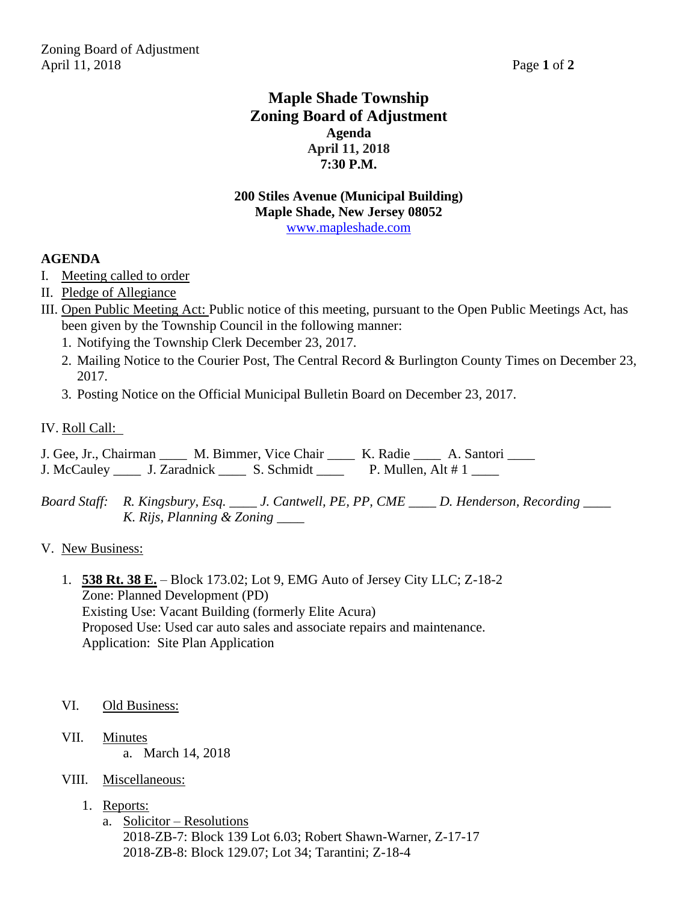# Maple Shade Township
# Zoning Board of Adjustment

**Agenda**
**April 11, 2018**
**7:30 P.M.**

**200 Stiles Avenue (Municipal Building)**
**Maple Shade, New Jersey 08052**
www.mapleshade.com

**AGENDA**

I. Meeting called to order
II. Pledge of Allegiance
III. Open Public Meeting Act: Public notice of this meeting, pursuant to the Open Public Meetings Act, has been given by the Township Council in the following manner:
   1. Notifying the Township Clerk December 23, 2017.
   2. Mailing Notice to the Courier Post, The Central Record & Burlington County Times on December 23, 2017.
   3. Posting Notice on the Official Municipal Bulletin Board on December 23, 2017.

IV. Roll Call:

J. Gee, Jr., Chairman ____ M. Bimmer, Vice Chair ____ K. Radie ____ A. Santori ____
J. McCauley ____ J. Zaradnick ____ S. Schmidt ____ P. Mullen, Alt # 1 ____

*Board Staff: R. Kingsbury, Esq. ____ J. Cantwell, PE, PP, CME ____ D. Henderson, Recording ____*
*K. Rijs, Planning & Zoning ____*

V. New Business:

1. **538 Rt. 38 E.** – Block 173.02; Lot 9, EMG Auto of Jersey City LLC; Z-18-2
   Zone: Planned Development (PD)
   Existing Use: Vacant Building (formerly Elite Acura)
   Proposed Use: Used car auto sales and associate repairs and maintenance.
   Application: Site Plan Application

VI. Old Business:

VII. Minutes
   a. March 14, 2018

VIII. Miscellaneous:

1. Reports:
   a. Solicitor – Resolutions
      2018-ZB-7: Block 139 Lot 6.03; Robert Shawn-Warner, Z-17-17
      2018-ZB-8: Block 129.07; Lot 34; Tarantini; Z-18-4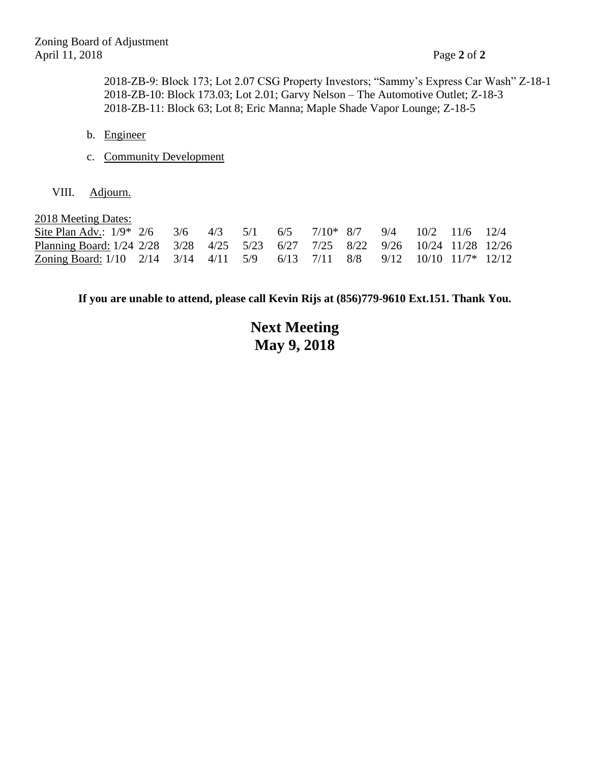2018-ZB-9: Block 173; Lot 2.07 CSG Property Investors; "Sammy's Express Car Wash" Z-18-1
2018-ZB-10: Block 173.03; Lot 2.01; Garvy Nelson – The Automotive Outlet; Z-18-3
2018-ZB-11: Block 63; Lot 8; Eric Manna; Maple Shade Vapor Lounge; Z-18-5

b. Engineer

c. Community Development

VIII. Adjourn.

2018 Meeting Dates:

| | | | | | | | | | | | | |
|---|---|---|---|---|---|---|---|---|---|---|---|---|
| Site Plan Adv.: | 1/9* | 2/6 | 3/6 | 4/3 | 5/1 | 6/5 | 7/10* | 8/7 | 9/4 | 10/2 | 11/6 | 12/4 |
| Planning Board: | 1/24 | 2/28 | 3/28 | 4/25 | 5/23 | 6/27 | 7/25 | 8/22 | 9/26 | 10/24 | 11/28 | 12/26 |
| Zoning Board: | 1/10 | 2/14 | 3/14 | 4/11 | 5/9 | 6/13 | 7/11 | 8/8 | 9/12 | 10/10 | 11/7* | 12/12 |

**If you are unable to attend, please call Kevin Rijs at (856)779-9610 Ext.151. Thank You.**

## Next Meeting
## May 9, 2018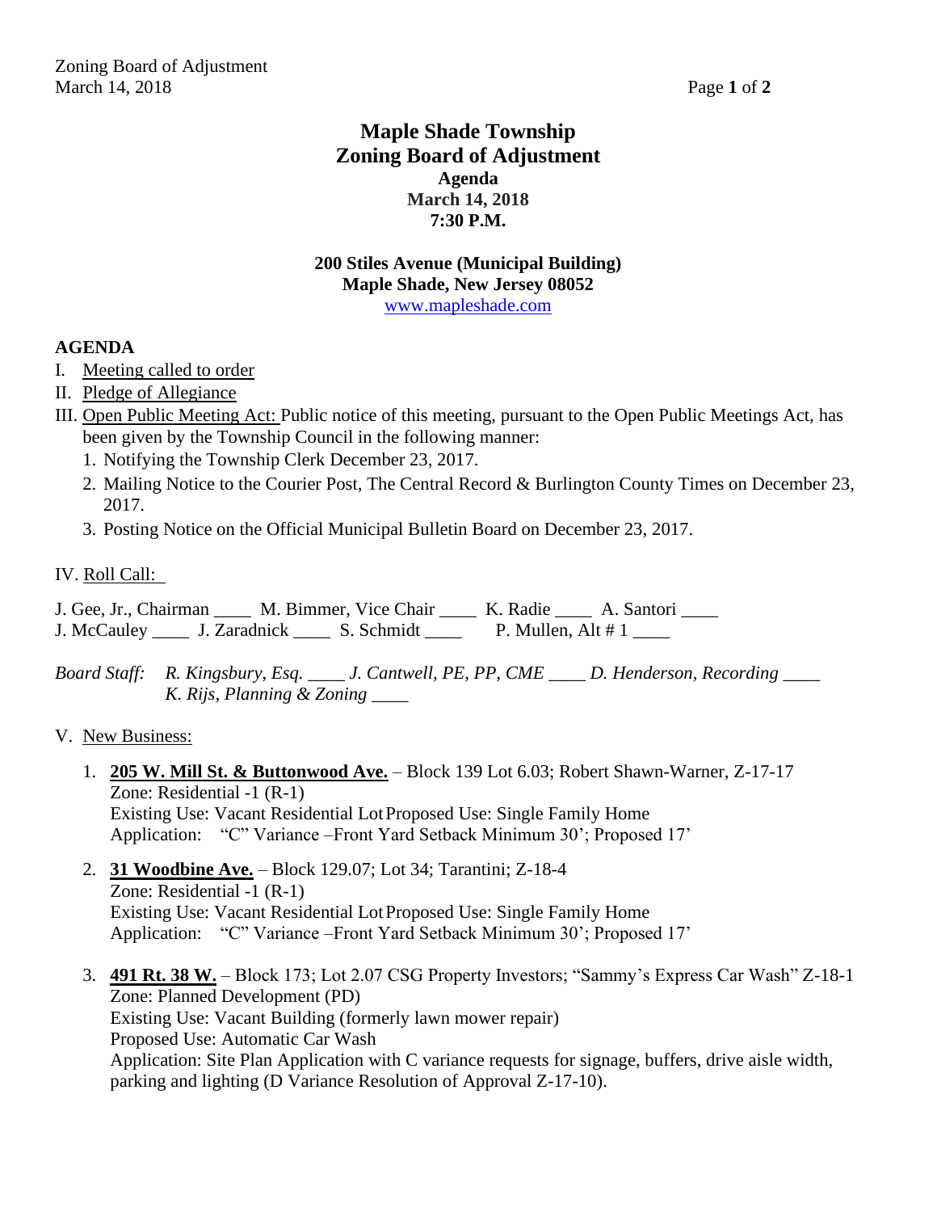# Maple Shade Township
# Zoning Board of Adjustment

**Agenda**
**March 14, 2018**
**7:30 P.M.**

**200 Stiles Avenue (Municipal Building)**
**Maple Shade, New Jersey 08052**
www.mapleshade.com

**AGENDA**

I. Meeting called to order

II. Pledge of Allegiance

III. Open Public Meeting Act: Public notice of this meeting, pursuant to the Open Public Meetings Act, has been given by the Township Council in the following manner:

1. Notifying the Township Clerk December 23, 2017.
2. Mailing Notice to the Courier Post, The Central Record & Burlington County Times on December 23, 2017.
3. Posting Notice on the Official Municipal Bulletin Board on December 23, 2017.

IV. Roll Call:

J. Gee, Jr., Chairman ____ M. Bimmer, Vice Chair ____ K. Radie ____ A. Santori ____
J. McCauley ____ J. Zaradnick ____ S. Schmidt ____ P. Mullen, Alt # 1 ____

*Board Staff: R. Kingsbury, Esq. ____ J. Cantwell, PE, PP, CME ____ D. Henderson, Recording ____*
*K. Rijs, Planning & Zoning ____*

V. New Business:

1. **205 W. Mill St. & Buttonwood Ave.** – Block 139 Lot 6.03; Robert Shawn-Warner, Z-17-17
   Zone: Residential -1 (R-1)
   Existing Use: Vacant Residential Lot Proposed Use: Single Family Home
   Application: "C" Variance –Front Yard Setback Minimum 30'; Proposed 17'

2. **31 Woodbine Ave.** – Block 129.07; Lot 34; Tarantini; Z-18-4
   Zone: Residential -1 (R-1)
   Existing Use: Vacant Residential Lot Proposed Use: Single Family Home
   Application: "C" Variance –Front Yard Setback Minimum 30'; Proposed 17'

3. **491 Rt. 38 W.** – Block 173; Lot 2.07 CSG Property Investors; "Sammy's Express Car Wash" Z-18-1
   Zone: Planned Development (PD)
   Existing Use: Vacant Building (formerly lawn mower repair)
   Proposed Use: Automatic Car Wash
   Application: Site Plan Application with C variance requests for signage, buffers, drive aisle width, parking and lighting (D Variance Resolution of Approval Z-17-10).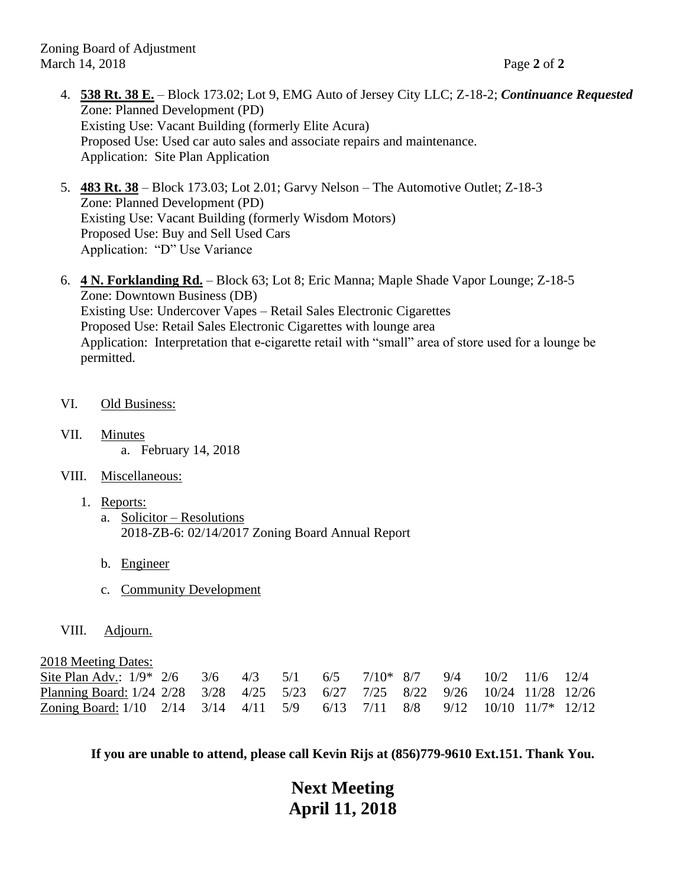4. **538 Rt. 38 E.** – Block 173.02; Lot 9, EMG Auto of Jersey City LLC; Z-18-2; ***Continuance Requested***
   Zone: Planned Development (PD)
   Existing Use: Vacant Building (formerly Elite Acura)
   Proposed Use: Used car auto sales and associate repairs and maintenance.
   Application: Site Plan Application

5. **483 Rt. 38** – Block 173.03; Lot 2.01; Garvy Nelson – The Automotive Outlet; Z-18-3
   Zone: Planned Development (PD)
   Existing Use: Vacant Building (formerly Wisdom Motors)
   Proposed Use: Buy and Sell Used Cars
   Application: "D" Use Variance

6. **4 N. Forklanding Rd.** – Block 63; Lot 8; Eric Manna; Maple Shade Vapor Lounge; Z-18-5
   Zone: Downtown Business (DB)
   Existing Use: Undercover Vapes – Retail Sales Electronic Cigarettes
   Proposed Use: Retail Sales Electronic Cigarettes with lounge area
   Application: Interpretation that e-cigarette retail with "small" area of store used for a lounge be permitted.

VI. Old Business:

VII. Minutes
   a. February 14, 2018

VIII. Miscellaneous:

1. Reports:
   a. Solicitor – Resolutions
      2018-ZB-6: 02/14/2017 Zoning Board Annual Report

   b. Engineer

   c. Community Development

VIII. Adjourn.

2018 Meeting Dates:

| | | | | | | | | | | | | |
|---|---|---|---|---|---|---|---|---|---|---|---|---|
| Site Plan Adv.: | 1/9* | 2/6 | 3/6 | 4/3 | 5/1 | 6/5 | 7/10* | 8/7 | 9/4 | 10/2 | 11/6 | 12/4 |
| Planning Board: | 1/24 | 2/28 | 3/28 | 4/25 | 5/23 | 6/27 | 7/25 | 8/22 | 9/26 | 10/24 | 11/28 | 12/26 |
| Zoning Board: | 1/10 | 2/14 | 3/14 | 4/11 | 5/9 | 6/13 | 7/11 | 8/8 | 9/12 | 10/10 | 11/7* | 12/12 |

**If you are unable to attend, please call Kevin Rijs at (856)779-9610 Ext.151. Thank You.**

**Next Meeting**
**April 11, 2018**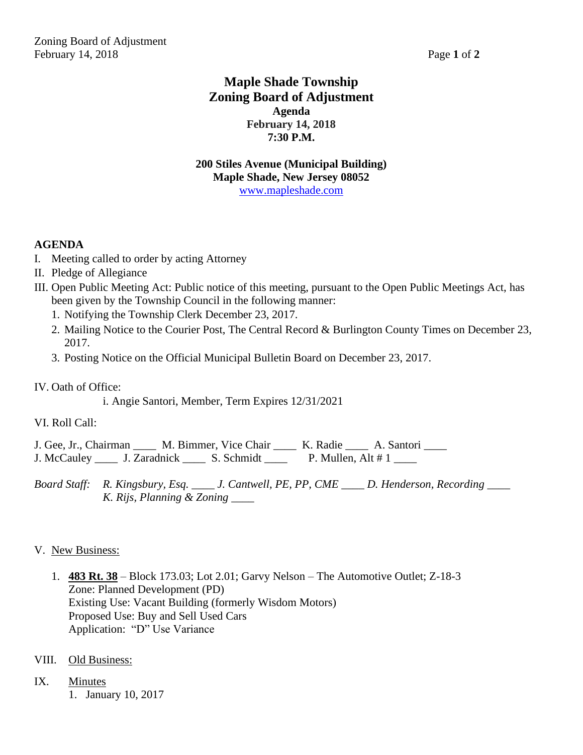# Maple Shade Township
## Zoning Board of Adjustment
### Agenda
### February 14, 2018
### 7:30 P.M.

**200 Stiles Avenue (Municipal Building)**
**Maple Shade, New Jersey 08052**
www.mapleshade.com

**AGENDA**

I. Meeting called to order by acting Attorney

II. Pledge of Allegiance

III. Open Public Meeting Act: Public notice of this meeting, pursuant to the Open Public Meetings Act, has been given by the Township Council in the following manner:
   1. Notifying the Township Clerk December 23, 2017.
   2. Mailing Notice to the Courier Post, The Central Record & Burlington County Times on December 23, 2017.
   3. Posting Notice on the Official Municipal Bulletin Board on December 23, 2017.

IV. Oath of Office:
   i. Angie Santori, Member, Term Expires 12/31/2021

VI. Roll Call:

J. Gee, Jr., Chairman ____ M. Bimmer, Vice Chair ____ K. Radie ____ A. Santori ____
J. McCauley ____ J. Zaradnick ____ S. Schmidt ____ P. Mullen, Alt # 1 ____

*Board Staff: R. Kingsbury, Esq. ____ J. Cantwell, PE, PP, CME ____ D. Henderson, Recording ____ K. Rijs, Planning & Zoning ____*

V. New Business:

1. **483 Rt. 38** – Block 173.03; Lot 2.01; Garvy Nelson – The Automotive Outlet; Z-18-3
   Zone: Planned Development (PD)
   Existing Use: Vacant Building (formerly Wisdom Motors)
   Proposed Use: Buy and Sell Used Cars
   Application: "D" Use Variance

VIII. Old Business:

IX. Minutes
   1. January 10, 2017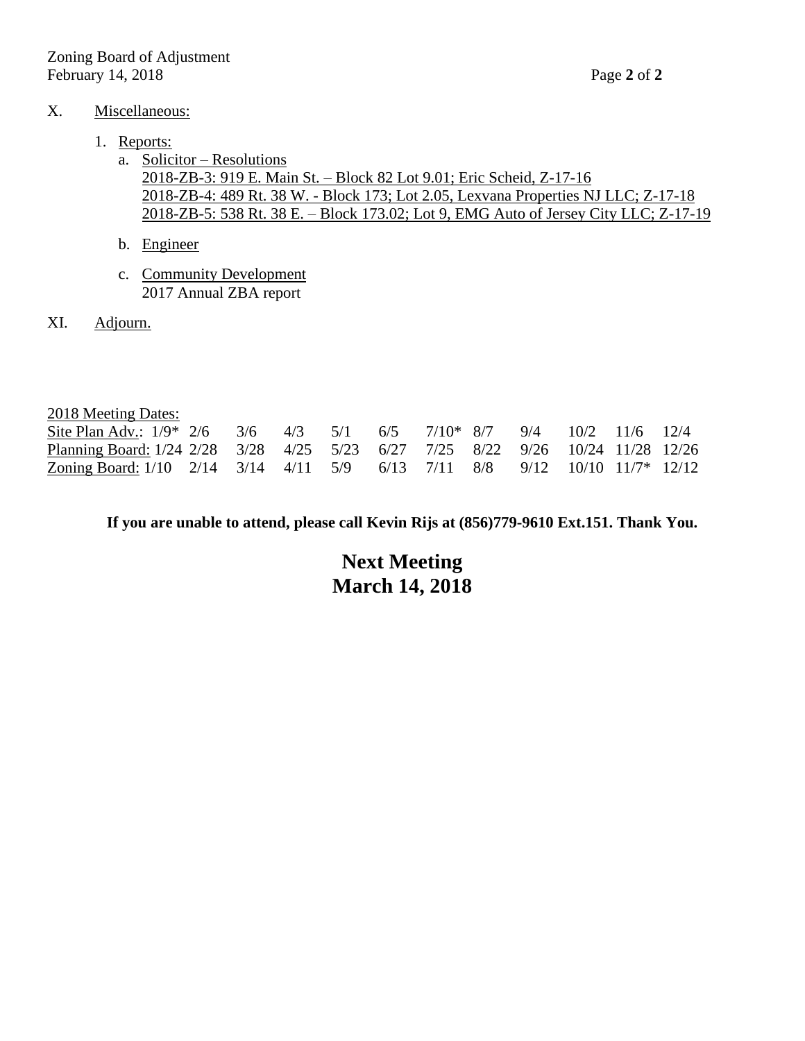X. Miscellaneous:

1. Reports:
   a. Solicitor – Resolutions
      2018-ZB-3: 919 E. Main St. – Block 82 Lot 9.01; Eric Scheid, Z-17-16
      2018-ZB-4: 489 Rt. 38 W. - Block 173; Lot 2.05, Lexvana Properties NJ LLC; Z-17-18
      2018-ZB-5: 538 Rt. 38 E. – Block 173.02; Lot 9, EMG Auto of Jersey City LLC; Z-17-19

   b. Engineer

   c. Community Development
      2017 Annual ZBA report

XI. Adjourn.

2018 Meeting Dates:

| | | | | | | | | | | | | |
|---|---|---|---|---|---|---|---|---|---|---|---|---|
| Site Plan Adv.: | 1/9* | 2/6 | 3/6 | 4/3 | 5/1 | 6/5 | 7/10* | 8/7 | 9/4 | 10/2 | 11/6 | 12/4 |
| Planning Board: | 1/24 | 2/28 | 3/28 | 4/25 | 5/23 | 6/27 | 7/25 | 8/22 | 9/26 | 10/24 | 11/28 | 12/26 |
| Zoning Board: | 1/10 | 2/14 | 3/14 | 4/11 | 5/9 | 6/13 | 7/11 | 8/8 | 9/12 | 10/10 | 11/7* | 12/12 |

**If you are unable to attend, please call Kevin Rijs at (856)779-9610 Ext.151. Thank You.**

**Next Meeting**
**March 14, 2018**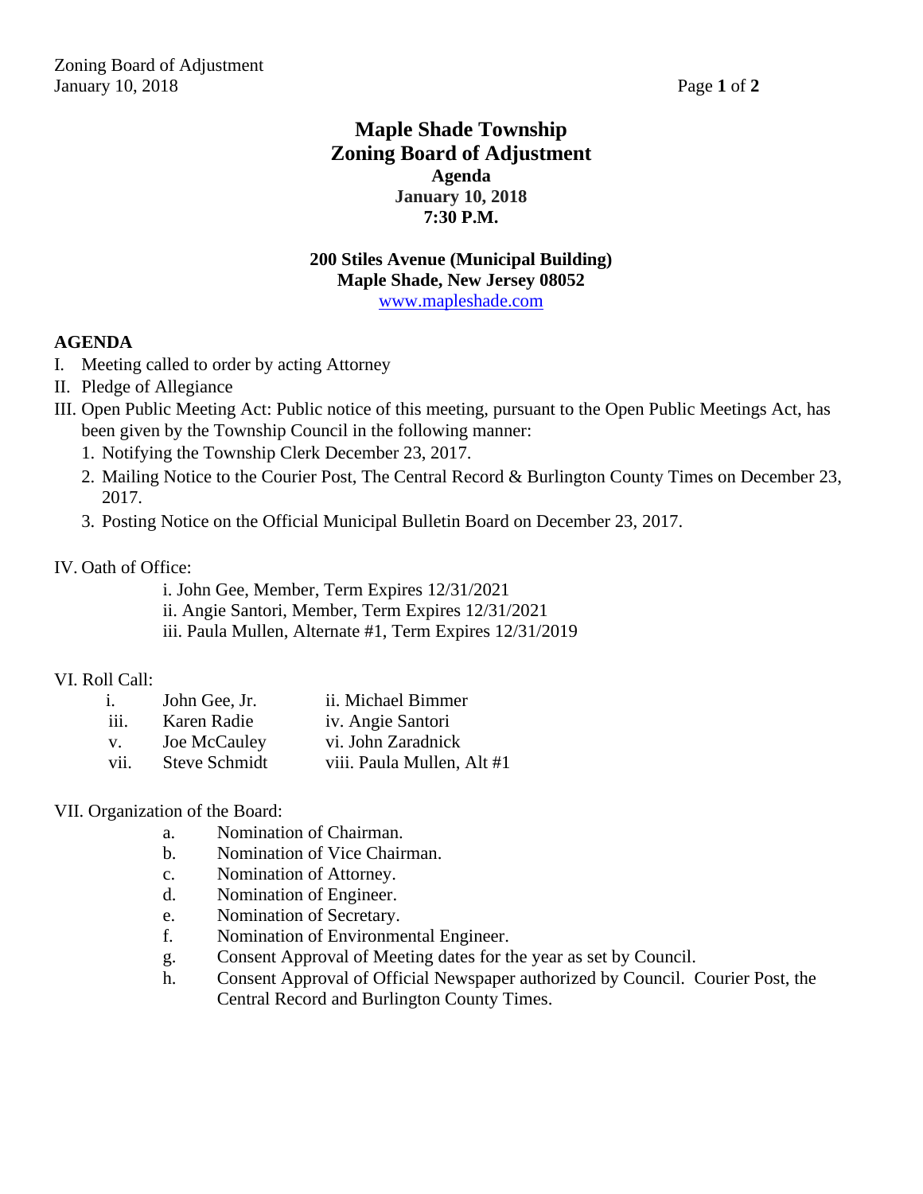# Maple Shade Township
# Zoning Board of Adjustment

**Agenda**
**January 10, 2018**
**7:30 P.M.**

**200 Stiles Avenue (Municipal Building)**
**Maple Shade, New Jersey 08052**
www.mapleshade.com

**AGENDA**

I. Meeting called to order by acting Attorney

II. Pledge of Allegiance

III. Open Public Meeting Act: Public notice of this meeting, pursuant to the Open Public Meetings Act, has been given by the Township Council in the following manner:

1. Notifying the Township Clerk December 23, 2017.
2. Mailing Notice to the Courier Post, The Central Record & Burlington County Times on December 23, 2017.
3. Posting Notice on the Official Municipal Bulletin Board on December 23, 2017.

IV. Oath of Office:

i. John Gee, Member, Term Expires 12/31/2021
ii. Angie Santori, Member, Term Expires 12/31/2021
iii. Paula Mullen, Alternate #1, Term Expires 12/31/2019

VI. Roll Call:

| | | |
|---|---|---|
| i. | John Gee, Jr. | ii. Michael Bimmer |
| iii. | Karen Radie | iv. Angie Santori |
| v. | Joe McCauley | vi. John Zaradnick |
| vii. | Steve Schmidt | viii. Paula Mullen, Alt #1 |

VII. Organization of the Board:

a. Nomination of Chairman.
b. Nomination of Vice Chairman.
c. Nomination of Attorney.
d. Nomination of Engineer.
e. Nomination of Secretary.
f. Nomination of Environmental Engineer.
g. Consent Approval of Meeting dates for the year as set by Council.
h. Consent Approval of Official Newspaper authorized by Council. Courier Post, the Central Record and Burlington County Times.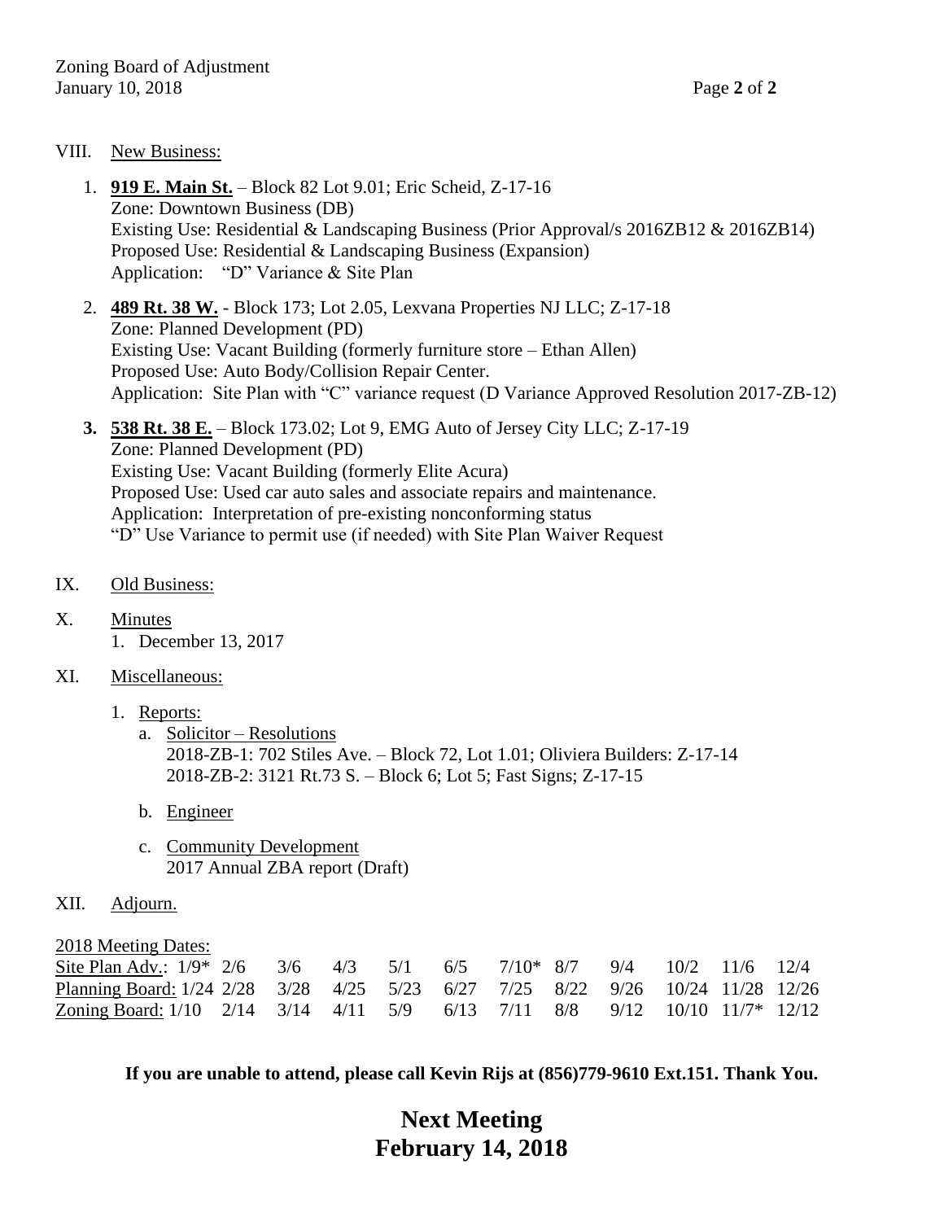VIII. New Business:

1. **919 E. Main St.** – Block 82 Lot 9.01; Eric Scheid, Z-17-16
   Zone: Downtown Business (DB)
   Existing Use: Residential & Landscaping Business (Prior Approval/s 2016ZB12 & 2016ZB14)
   Proposed Use: Residential & Landscaping Business (Expansion)
   Application: "D" Variance & Site Plan

2. **489 Rt. 38 W.** - Block 173; Lot 2.05, Lexvana Properties NJ LLC; Z-17-18
   Zone: Planned Development (PD)
   Existing Use: Vacant Building (formerly furniture store – Ethan Allen)
   Proposed Use: Auto Body/Collision Repair Center.
   Application: Site Plan with "C" variance request (D Variance Approved Resolution 2017-ZB-12)

3. **538 Rt. 38 E.** – Block 173.02; Lot 9, EMG Auto of Jersey City LLC; Z-17-19
   Zone: Planned Development (PD)
   Existing Use: Vacant Building (formerly Elite Acura)
   Proposed Use: Used car auto sales and associate repairs and maintenance.
   Application: Interpretation of pre-existing nonconforming status
   "D" Use Variance to permit use (if needed) with Site Plan Waiver Request

IX. Old Business:

X. Minutes
   1. December 13, 2017

XI. Miscellaneous:

1. Reports:
   a. Solicitor – Resolutions
      2018-ZB-1: 702 Stiles Ave. – Block 72, Lot 1.01; Oliviera Builders: Z-17-14
      2018-ZB-2: 3121 Rt.73 S. – Block 6; Lot 5; Fast Signs; Z-17-15

   b. Engineer

   c. Community Development
      2017 Annual ZBA report (Draft)

XII. Adjourn.

2018 Meeting Dates:

| | | | | | | | | | | | | |
|---|---|---|---|---|---|---|---|---|---|---|---|---|
| Site Plan Adv.: | 1/9* | 2/6 | 3/6 | 4/3 | 5/1 | 6/5 | 7/10* | 8/7 | 9/4 | 10/2 | 11/6 | 12/4 |
| Planning Board: | 1/24 | 2/28 | 3/28 | 4/25 | 5/23 | 6/27 | 7/25 | 8/22 | 9/26 | 10/24 | 11/28 | 12/26 |
| Zoning Board: | 1/10 | 2/14 | 3/14 | 4/11 | 5/9 | 6/13 | 7/11 | 8/8 | 9/12 | 10/10 | 11/7* | 12/12 |

**If you are unable to attend, please call Kevin Rijs at (856)779-9610 Ext.151. Thank You.**

**Next Meeting**
**February 14, 2018**